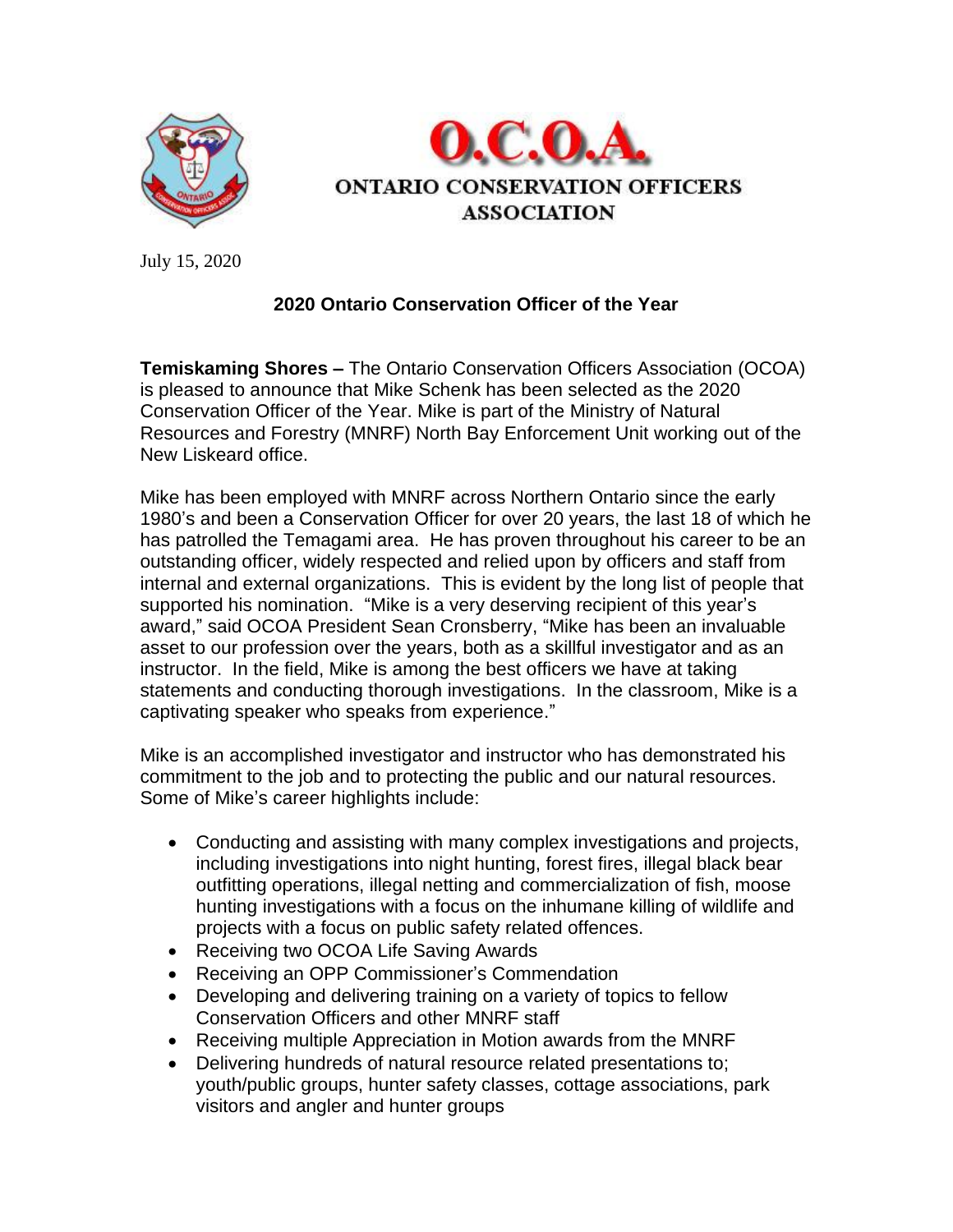# O.C.O.A.

## ONTARIO CONSERVATION OFFICERS ASSOCIATION

July 15, 2020

### 2020 Ontario Conservation Officer of the Year

**Temiskaming Shores –** The Ontario Conservation Officers Association (OCOA) is pleased to announce that Mike Schenk has been selected as the 2020 Conservation Officer of the Year. Mike is part of the Ministry of Natural Resources and Forestry (MNRF) North Bay Enforcement Unit working out of the New Liskeard office.

Mike has been employed with MNRF across Northern Ontario since the early 1980's and been a Conservation Officer for over 20 years, the last 18 of which he has patrolled the Temagami area. He has proven throughout his career to be an outstanding officer, widely respected and relied upon by officers and staff from internal and external organizations. This is evident by the long list of people that supported his nomination. "Mike is a very deserving recipient of this year's award," said OCOA President Sean Cronsberry, "Mike has been an invaluable asset to our profession over the years, both as a skillful investigator and as an instructor. In the field, Mike is among the best officers we have at taking statements and conducting thorough investigations. In the classroom, Mike is a captivating speaker who speaks from experience."

Mike is an accomplished investigator and instructor who has demonstrated his commitment to the job and to protecting the public and our natural resources. Some of Mike's career highlights include:

- Conducting and assisting with many complex investigations and projects, including investigations into night hunting, forest fires, illegal black bear outfitting operations, illegal netting and commercialization of fish, moose hunting investigations with a focus on the inhumane killing of wildlife and projects with a focus on public safety related offences.
- Receiving two OCOA Life Saving Awards
- Receiving an OPP Commissioner's Commendation
- Developing and delivering training on a variety of topics to fellow Conservation Officers and other MNRF staff
- Receiving multiple Appreciation in Motion awards from the MNRF
- Delivering hundreds of natural resource related presentations to; youth/public groups, hunter safety classes, cottage associations, park visitors and angler and hunter groups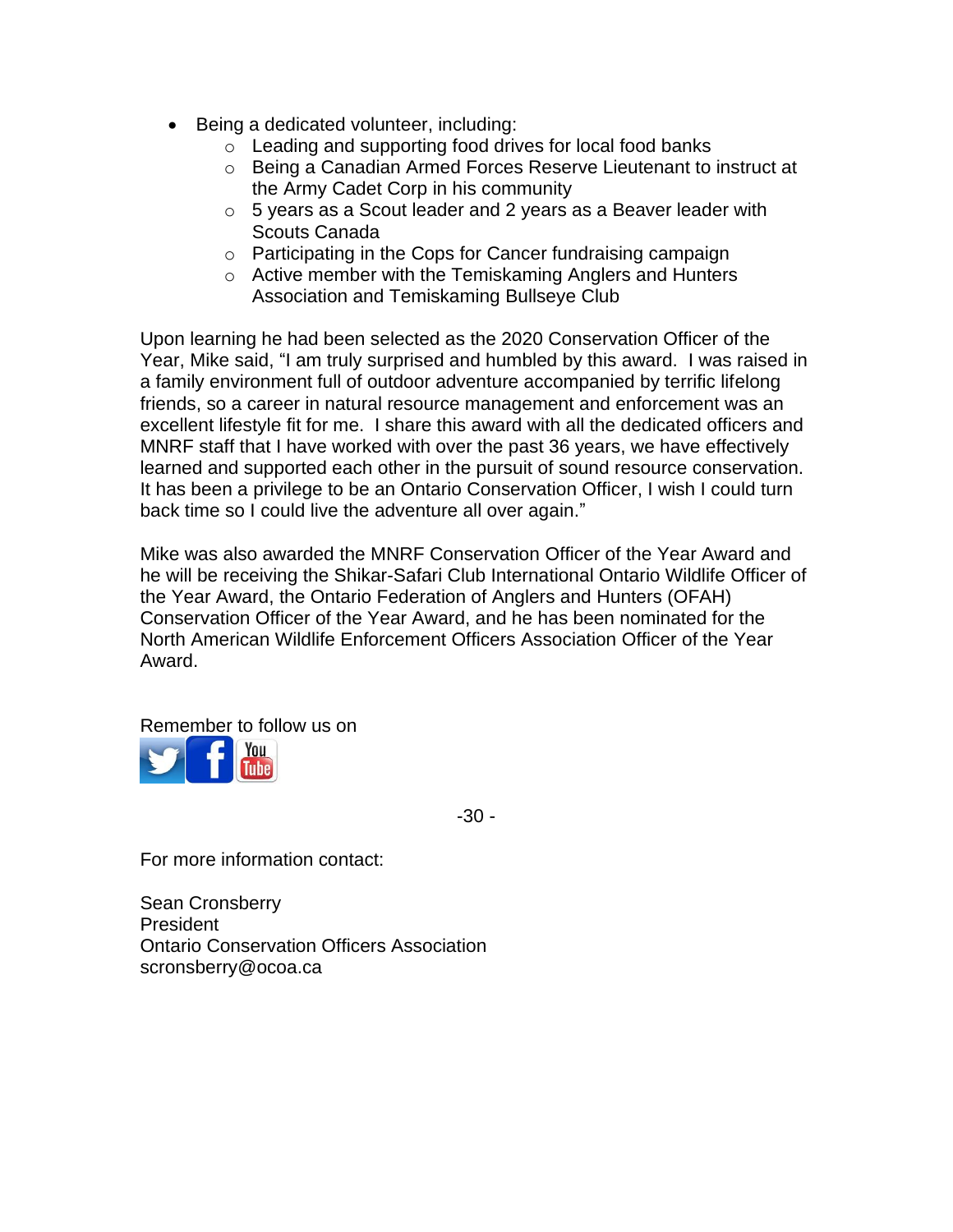- Being a dedicated volunteer, including:
  - Leading and supporting food drives for local food banks
  - Being a Canadian Armed Forces Reserve Lieutenant to instruct at the Army Cadet Corp in his community
  - 5 years as a Scout leader and 2 years as a Beaver leader with Scouts Canada
  - Participating in the Cops for Cancer fundraising campaign
  - Active member with the Temiskaming Anglers and Hunters Association and Temiskaming Bullseye Club

Upon learning he had been selected as the 2020 Conservation Officer of the Year, Mike said, "I am truly surprised and humbled by this award. I was raised in a family environment full of outdoor adventure accompanied by terrific lifelong friends, so a career in natural resource management and enforcement was an excellent lifestyle fit for me. I share this award with all the dedicated officers and MNRF staff that I have worked with over the past 36 years, we have effectively learned and supported each other in the pursuit of sound resource conservation. It has been a privilege to be an Ontario Conservation Officer, I wish I could turn back time so I could live the adventure all over again."

Mike was also awarded the MNRF Conservation Officer of the Year Award and he will be receiving the Shikar-Safari Club International Ontario Wildlife Officer of the Year Award, the Ontario Federation of Anglers and Hunters (OFAH) Conservation Officer of the Year Award, and he has been nominated for the North American Wildlife Enforcement Officers Association Officer of the Year Award.

Remember to follow us on

-30 -

For more information contact:

Sean Cronsberry
President
Ontario Conservation Officers Association
scronsberry@ocoa.ca